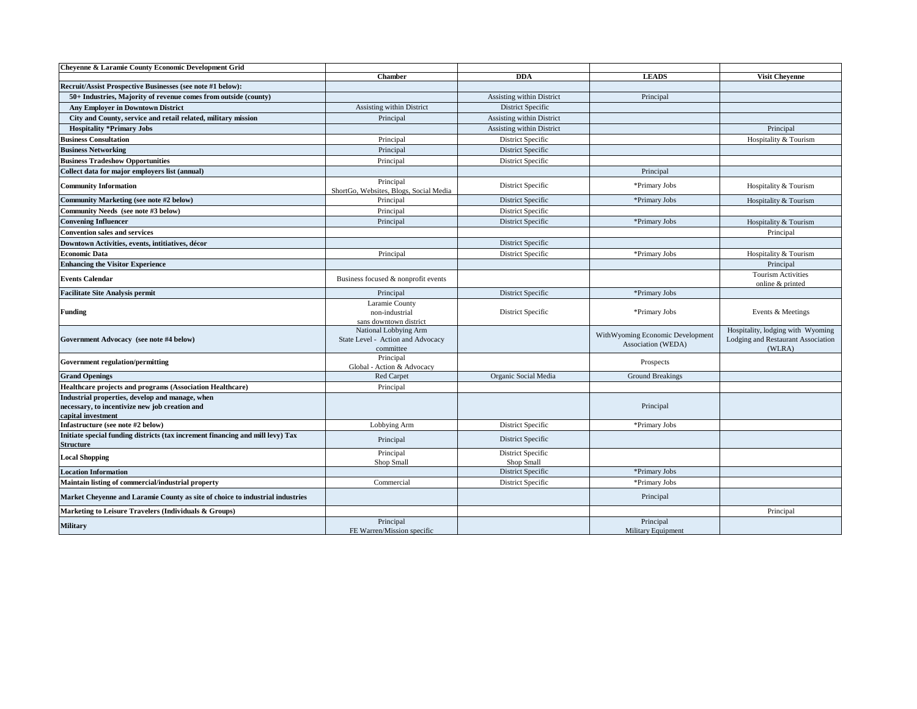| Cheyenne & Laramie County Economic Development Grid | | | | |
|---|---|---|---|---|
| | **Chamber** | **DDA** | **LEADS** | **Visit Cheyenne** |
| **Recruit/Assist Prospective Businesses (see note #1 below):** | | | | |
| **50+ Industries, Majority of revenue comes from outside (county)** | | Assisting within District | Principal | |
| **Any Employer in Downtown District** | Assisting within District | District Specific | | |
| **City and County, service and retail related, military mission** | Principal | Assisting within District | | |
| **Hospitality *Primary Jobs** | | Assisting within District | | Principal |
| **Business Consultation** | Principal | District Specific | | Hospitality & Tourism |
| **Business Networking** | Principal | District Specific | | |
| **Business Tradeshow Opportunities** | Principal | District Specific | | |
| **Collect data for major employers list (annual)** | | | Principal | |
| **Community Information** | Principal ShortGo, Websites, Blogs, Social Media | District Specific | *Primary Jobs | Hospitality & Tourism |
| **Community Marketing (see note #2 below)** | Principal | District Specific | *Primary Jobs | Hospitality & Tourism |
| **Community Needs (see note #3 below)** | Principal | District Specific | | |
| **Convening Influencer** | Principal | District Specific | *Primary Jobs | Hospitality & Tourism |
| **Convention sales and services** | | | | Principal |
| **Downtown Activities, events, intitiatives, décor** | | District Specific | | |
| **Economic Data** | Principal | District Specific | *Primary Jobs | Hospitality & Tourism |
| **Enhancing the Visitor Experience** | | | | Principal |
| **Events Calendar** | Business focused & nonprofit events | | | Tourism Activities online & printed |
| **Facilitate Site Analysis permit** | Principal | District Specific | *Primary Jobs | |
| **Funding** | Laramie County non-industrial sans downtown district | District Specific | *Primary Jobs | Events & Meetings |
| **Government Advocacy (see note #4 below)** | National Lobbying Arm State Level - Action and Advocacy committee | | WithWyoming Economic Development Association (WEDA) | Hospitality, lodging with Wyoming Lodging and Restaurant Association (WLRA) |
| **Government regulation/permitting** | Principal Global - Action & Advocacy | | Prospects | |
| **Grand Openings** | Red Carpet | Organic Social Media | Ground Breakings | |
| **Healthcare projects and programs (Association Healthcare)** | Principal | | | |
| **Industrial properties, develop and manage, when necessary, to incentivize new job creation and capital investment** | | | Principal | |
| **Infastructure (see note #2 below)** | Lobbying Arm | District Specific | *Primary Jobs | |
| **Initiate special funding districts (tax increment financing and mill levy) Tax Structure** | Principal | District Specific | | |
| **Local Shopping** | Principal Shop Small | District Specific Shop Small | | |
| **Location Information** | | District Specific | *Primary Jobs | |
| **Maintain listing of commercial/industrial property** | Commercial | District Specific | *Primary Jobs | |
| **Market Cheyenne and Laramie County as site of choice to industrial industries** | | | Principal | |
| **Marketing to Leisure Travelers (Individuals & Groups)** | | | | Principal |
| **Military** | Principal FE Warren/Mission specific | | Principal Military Equipment | |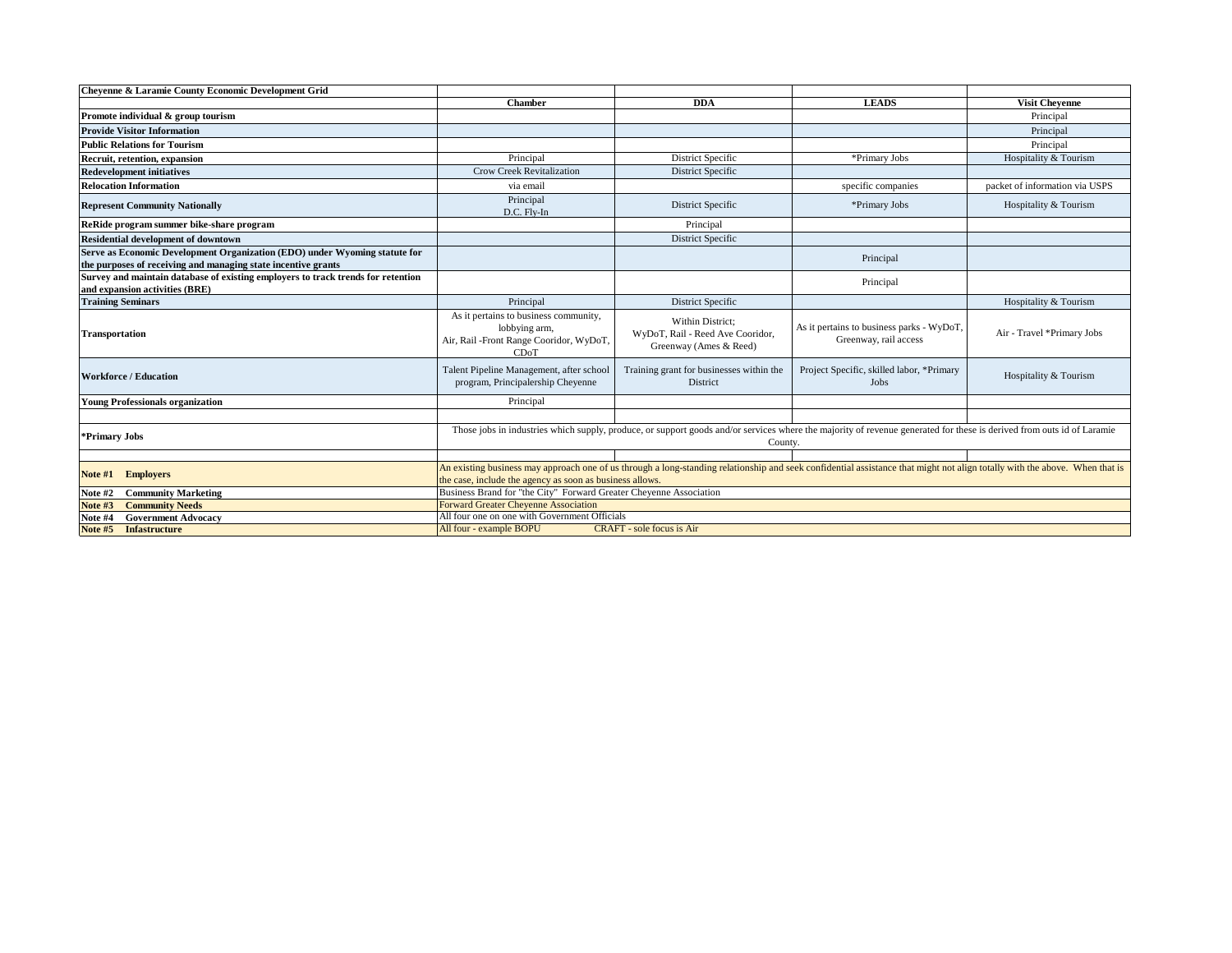| Cheyenne & Laramie County Economic Development Grid | | | | |
|---|---|---|---|---|
| | **Chamber** | **DDA** | **LEADS** | **Visit Cheyenne** |
| **Promote individual & group tourism** | | | | Principal |
| **Provide Visitor Information** | | | | Principal |
| **Public Relations for Tourism** | | | | Principal |
| **Recruit, retention, expansion** | Principal | District Specific | *Primary Jobs | Hospitality & Tourism |
| **Redevelopment initiatives** | Crow Creek Revitalization | District Specific | | |
| **Relocation Information** | via email | | specific companies | packet of information via USPS |
| **Represent Community Nationally** | Principal<br>D.C. Fly-In | District Specific | *Primary Jobs | Hospitality & Tourism |
| **ReRide program summer bike-share program** | | Principal | | |
| **Residential development of downtown** | | District Specific | | |
| **Serve as Economic Development Organization (EDO) under Wyoming statute for the purposes of receiving and managing state incentive grants** | | | Principal | |
| **Survey and maintain database of existing employers to track trends for retention and expansion activities (BRE)** | | | Principal | |
| **Training Seminars** | Principal | District Specific | | Hospitality & Tourism |
| **Transportation** | As it pertains to business community, lobbying arm,<br>Air, Rail -Front Range Cooridor, WyDoT, CDoT | Within District;<br>WyDoT, Rail - Reed Ave Cooridor, Greenway (Ames & Reed) | As it pertains to business parks - WyDoT, Greenway, rail access | Air - Travel *Primary Jobs |
| **Workforce / Education** | Talent Pipeline Management, after school program, Principalership Cheyenne | Training grant for businesses within the District | Project Specific, skilled labor, *Primary Jobs | Hospitality & Tourism |
| **Young Professionals organization** | Principal | | | |
| | | | | |
| ***Primary Jobs** | Those jobs in industries which supply, produce, or support goods and/or services where the majority of revenue generated for these is derived from outs id of Laramie County. | | | |
| | | | | |
| **Note #1 Employers** | An existing business may approach one of us through a long-standing relationship and seek confidential assistance that might not align totally with the above. When that is the case, include the agency as soon as business allows. | | | |
| **Note #2 Community Marketing** | Business Brand for "the City" Forward Greater Cheyenne Association | | | |
| **Note #3 Community Needs** | Forward Greater Cheyenne Association | | | |
| **Note #4 Government Advocacy** | All four one on one with Government Officials | | | |
| **Note #5 Infastructure** | All four - example BOPU CRAFT - sole focus is Air | | | |